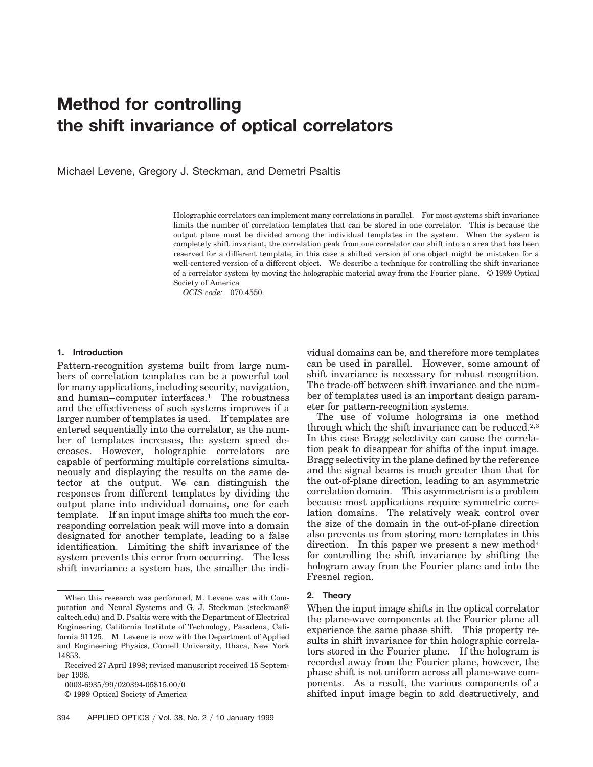# Method for controlling the shift invariance of optical correlators

Michael Levene, Gregory J. Steckman, and Demetri Psaltis

Holographic correlators can implement many correlations in parallel. For most systems shift invariance limits the number of correlation templates that can be stored in one correlator. This is because the output plane must be divided among the individual templates in the system. When the system is completely shift invariant, the correlation peak from one correlator can shift into an area that has been reserved for a different template; in this case a shifted version of one object might be mistaken for a well-centered version of a different object. We describe a technique for controlling the shift invariance of a correlator system by moving the holographic material away from the Fourier plane. © 1999 Optical Society of America

*OCIS code:* 070.4550.

## 1. Introduction

Pattern-recognition systems built from large numbers of correlation templates can be a powerful tool for many applications, including security, navigation, and human–computer interfaces.[1] The robustness and the effectiveness of such systems improves if a larger number of templates is used. If templates are entered sequentially into the correlator, as the number of templates increases, the system speed decreases. However, holographic correlators are capable of performing multiple correlations simultaneously and displaying the results on the same detector at the output. We can distinguish the responses from different templates by dividing the output plane into individual domains, one for each template. If an input image shifts too much the corresponding correlation peak will move into a domain designated for another template, leading to a false identification. Limiting the shift invariance of the system prevents this error from occurring. The less shift invariance a system has, the smaller the individual domains can be, and therefore more templates can be used in parallel. However, some amount of shift invariance is necessary for robust recognition. The trade-off between shift invariance and the number of templates used is an important design parameter for pattern-recognition systems.

The use of volume holograms is one method through which the shift invariance can be reduced.[2,3] In this case Bragg selectivity can cause the correlation peak to disappear for shifts of the input image. Bragg selectivity in the plane defined by the reference and the signal beams is much greater than that for the out-of-plane direction, leading to an asymmetric correlation domain. This asymmetrism is a problem because most applications require symmetric correlation domains. The relatively weak control over the size of the domain in the out-of-plane direction also prevents us from storing more templates in this direction. In this paper we present a new method[4] for controlling the shift invariance by shifting the hologram away from the Fourier plane and into the Fresnel region.

## 2. Theory

When the input image shifts in the optical correlator the plane-wave components at the Fourier plane all experience the same phase shift. This property results in shift invariance for thin holographic correlators stored in the Fourier plane. If the hologram is recorded away from the Fourier plane, however, the phase shift is not uniform across all plane-wave components. As a result, the various components of a shifted input image begin to add destructively, and

---

When this research was performed, M. Levene was with Computation and Neural Systems and G. J. Steckman (steckman@caltech.edu) and D. Psaltis were with the Department of Electrical Engineering, California Institute of Technology, Pasadena, California 91125. M. Levene is now with the Department of Applied and Engineering Physics, Cornell University, Ithaca, New York 14853.

Received 27 April 1998; revised manuscript received 15 September 1998.

0003-6935/99/020394-05$15.00/0

© 1999 Optical Society of America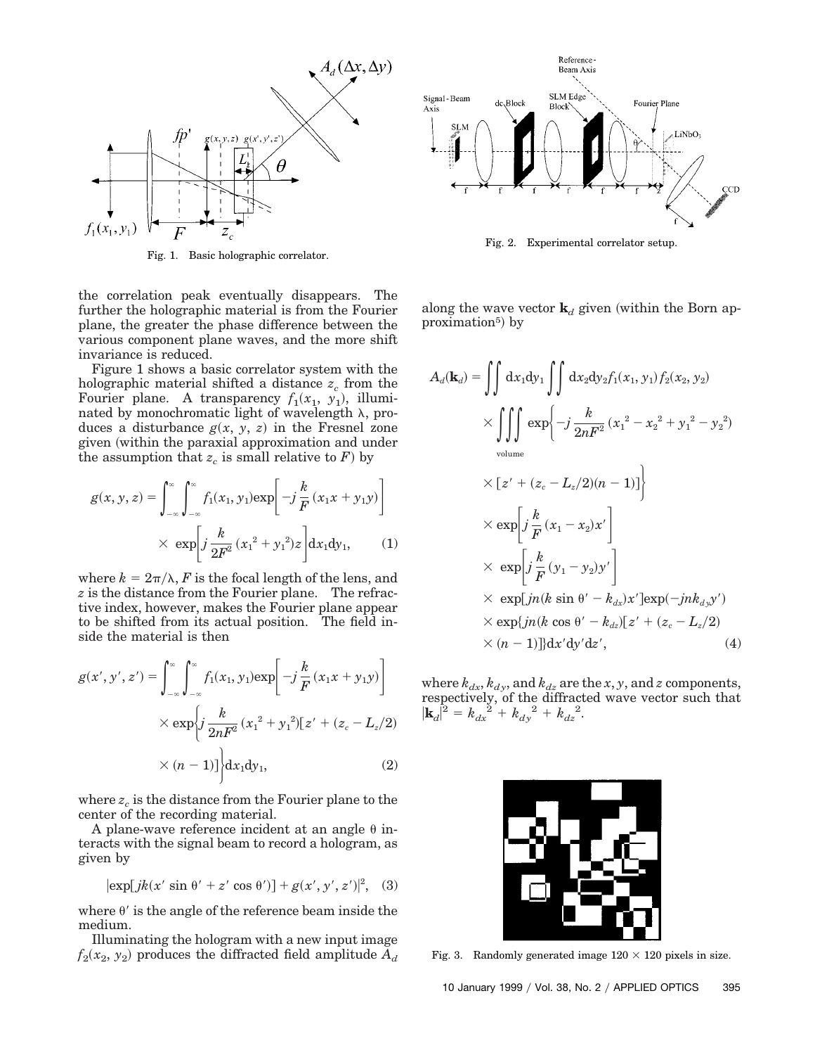Fig. 1. Basic holographic correlator.

Fig. 2. Experimental correlator setup.

the correlation peak eventually disappears. The further the holographic material is from the Fourier plane, the greater the phase difference between the various component plane waves, and the more shift invariance is reduced.

Figure 1 shows a basic correlator system with the holographic material shifted a distance $z_c$ from the Fourier plane. A transparency $f_1(x_1, y_1)$, illuminated by monochromatic light of wavelength $\lambda$, produces a disturbance $g(x, y, z)$ in the Fresnel zone given (within the paraxial approximation and under the assumption that $z_c$ is small relative to $F$) by

$$g(x, y, z) = \int_{-\infty}^{\infty}\int_{-\infty}^{\infty} f_1(x_1, y_1)\exp\left[-j\frac{k}{F}(x_1 x + y_1 y)\right] \times \exp\left[j\frac{k}{2F^2}({x_1}^2 + {y_1}^2)z\right]\mathrm{d}x_1\mathrm{d}y_1, \quad (1)$$

where $k = 2\pi/\lambda$, $F$ is the focal length of the lens, and $z$ is the distance from the Fourier plane. The refractive index, however, makes the Fourier plane appear to be shifted from its actual position. The field inside the material is then

$$g(x', y', z') = \int_{-\infty}^{\infty}\int_{-\infty}^{\infty} f_1(x_1, y_1)\exp\left[-j\frac{k}{F}(x_1 x + y_1 y)\right] \times \exp\left\{j\frac{k}{2nF^2}({x_1}^2 + {y_1}^2)[z' + (z_c - L_z/2) \times (n-1)]\right\}\mathrm{d}x_1\mathrm{d}y_1, \quad (2)$$

where $z_c$ is the distance from the Fourier plane to the center of the recording material.

A plane-wave reference incident at an angle $\theta$ interacts with the signal beam to record a hologram, as given by

$$|\exp[jk(x' \sin\theta' + z' \cos\theta')] + g(x', y', z')|^2, \quad (3)$$

where $\theta'$ is the angle of the reference beam inside the medium.

Illuminating the hologram with a new input image $f_2(x_2, y_2)$ produces the diffracted field amplitude $A_d$ along the wave vector $\mathbf{k}_d$ given (within the Born approximation[5]) by

$$\begin{aligned} A_d(\mathbf{k}_d) = &\iint \mathrm{d}x_1\mathrm{d}y_1 \iint \mathrm{d}x_2\mathrm{d}y_2 f_1(x_1, y_1) f_2(x_2, y_2) \\ &\times \iiint_{\text{volume}} \exp\left\{-j\frac{k}{2nF^2}({x_1}^2 - {x_2}^2 + {y_1}^2 - {y_2}^2) \right. \\ &\left. \times [z' + (z_c - L_z/2)(n-1)]\right\} \\ &\times \exp\left[j\frac{k}{F}(x_1 - x_2)x'\right] \\ &\times \exp\left[j\frac{k}{F}(y_1 - y_2)y'\right] \\ &\times \exp[jn(k\sin\theta' - k_{dx})x']\exp(-jnk_{dy}y') \\ &\times \exp\{jn(k\cos\theta' - k_{dz})[z' + (z_c - L_z/2) \\ &\times (n-1)]\}\mathrm{d}x'\mathrm{d}y'\mathrm{d}z', \end{aligned} \quad (4)$$

where $k_{dx}$, $k_{dy}$, and $k_{dz}$ are the $x$, $y$, and $z$ components, respectively, of the diffracted wave vector such that $|\mathbf{k}_d|^2 = {k_{dx}}^2 + {k_{dy}}^2 + {k_{dz}}^2$.

Fig. 3. Randomly generated image $120 \times 120$ pixels in size.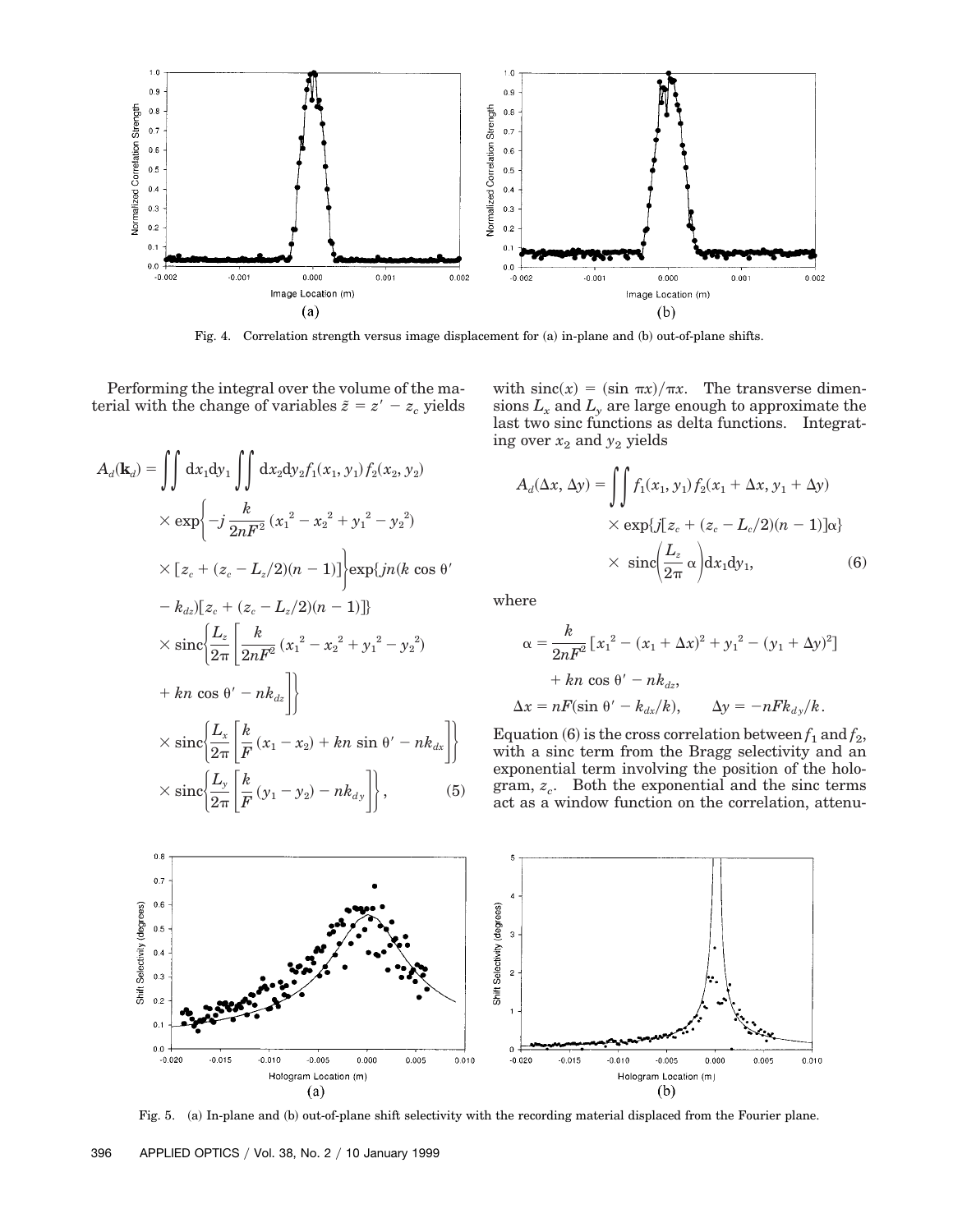Fig. 4. Correlation strength versus image displacement for (a) in-plane and (b) out-of-plane shifts.

Performing the integral over the volume of the material with the change of variables $\tilde{z} = z' - z_c$ yields

$$
\begin{aligned}
A_d(\mathbf{k}_d) = &\iint \mathrm{d}x_1 \mathrm{d}y_1 \iint \mathrm{d}x_2 \mathrm{d}y_2 f_1(x_1, y_1) f_2(x_2, y_2) \\
&\times \exp\left\{-j \frac{k}{2nF^2} ({x_1}^2 - {x_2}^2 + {y_1}^2 - {y_2}^2) \right. \\
&\left. \times [z_c + (z_c - L_z/2)(n-1)] \right\} \exp\{jn(k \cos \theta' \\
&- k_{dz})[z_c + (z_c - L_z/2)(n-1)]\} \\
&\times \mathrm{sinc}\left\{\frac{L_z}{2\pi}\left[\frac{k}{2nF^2}({x_1}^2 - {x_2}^2 + {y_1}^2 - {y_2}^2) \right.\right. \\
&\left.\left. + kn \cos \theta' - nk_{dz}\right]\right\} \\
&\times \mathrm{sinc}\left\{\frac{L_x}{2\pi}\left[\frac{k}{F}(x_1 - x_2) + kn \sin \theta' - nk_{dx}\right]\right\} \\
&\times \mathrm{sinc}\left\{\frac{L_y}{2\pi}\left[\frac{k}{F}(y_1 - y_2) - nk_{dy}\right]\right\},
\end{aligned} \tag{5}
$$

with $\mathrm{sinc}(x) = (\sin \pi x)/\pi x$. The transverse dimensions $L_x$ and $L_y$ are large enough to approximate the last two sinc functions as delta functions. Integrating over $x_2$ and $y_2$ yields

$$
\begin{aligned}
A_d(\Delta x, \Delta y) = &\iint f_1(x_1, y_1) f_2(x_1 + \Delta x, y_1 + \Delta y) \\
&\times \exp\{j[z_c + (z_c - L_c/2)(n-1)]\alpha\} \\
&\times \mathrm{sinc}\left(\frac{L_z}{2\pi}\alpha\right) \mathrm{d}x_1 \mathrm{d}y_1,
\end{aligned} \tag{6}
$$

where

$$
\begin{aligned}
\alpha = &\frac{k}{2nF^2}[{x_1}^2 - (x_1 + \Delta x)^2 + {y_1}^2 - (y_1 + \Delta y)^2] \\
&+ kn \cos \theta' - nk_{dz}, \\
\Delta x = &\, nF(\sin \theta' - k_{dx}/k), \qquad \Delta y = -nFk_{dy}/k.
\end{aligned}
$$

Equation (6) is the cross correlation between $f_1$ and $f_2$, with a sinc term from the Bragg selectivity and an exponential term involving the position of the hologram, $z_c$. Both the exponential and the sinc terms act as a window function on the correlation, attenu-

Fig. 5. (a) In-plane and (b) out-of-plane shift selectivity with the recording material displaced from the Fourier plane.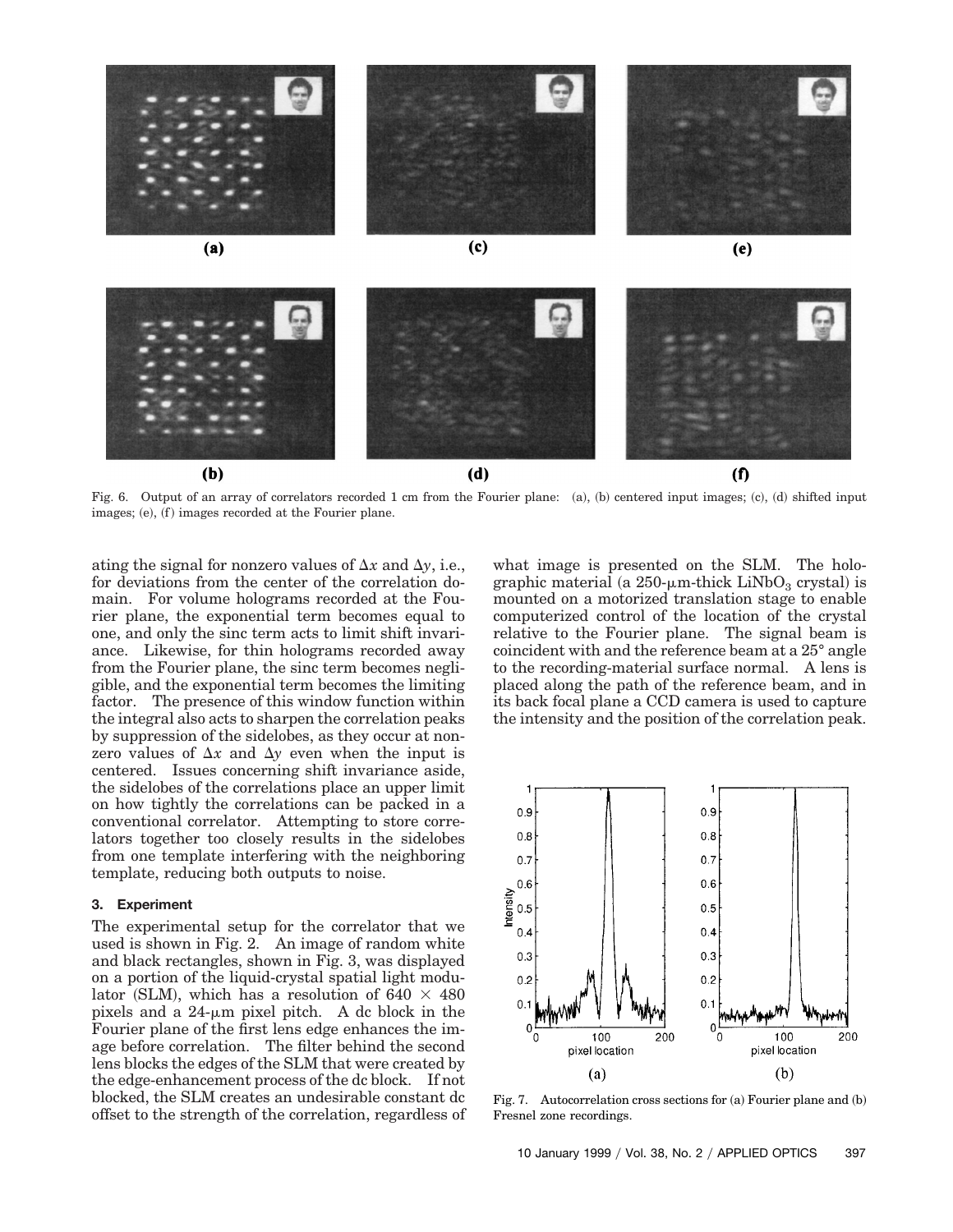Fig. 6. Output of an array of correlators recorded 1 cm from the Fourier plane: (a), (b) centered input images; (c), (d) shifted input images; (e), (f) images recorded at the Fourier plane.

ating the signal for nonzero values of $\Delta x$ and $\Delta y$, i.e., for deviations from the center of the correlation domain. For volume holograms recorded at the Fourier plane, the exponential term becomes equal to one, and only the sinc term acts to limit shift invariance. Likewise, for thin holograms recorded away from the Fourier plane, the sinc term becomes negligible, and the exponential term becomes the limiting factor. The presence of this window function within the integral also acts to sharpen the correlation peaks by suppression of the sidelobes, as they occur at nonzero values of $\Delta x$ and $\Delta y$ even when the input is centered. Issues concerning shift invariance aside, the sidelobes of the correlations place an upper limit on how tightly the correlations can be packed in a conventional correlator. Attempting to store correlators together too closely results in the sidelobes from one template interfering with the neighboring template, reducing both outputs to noise.

### 3. Experiment

The experimental setup for the correlator that we used is shown in Fig. 2. An image of random white and black rectangles, shown in Fig. 3, was displayed on a portion of the liquid-crystal spatial light modulator (SLM), which has a resolution of $640 \times 480$ pixels and a 24-$\mu$m pixel pitch. A dc block in the Fourier plane of the first lens edge enhances the image before correlation. The filter behind the second lens blocks the edges of the SLM that were created by the edge-enhancement process of the dc block. If not blocked, the SLM creates an undesirable constant dc offset to the strength of the correlation, regardless of what image is presented on the SLM. The holographic material (a 250-$\mu$m-thick $LiNbO_3$ crystal) is mounted on a motorized translation stage to enable computerized control of the location of the crystal relative to the Fourier plane. The signal beam is coincident with and the reference beam at a 25° angle to the recording-material surface normal. A lens is placed along the path of the reference beam, and in its back focal plane a CCD camera is used to capture the intensity and the position of the correlation peak.

Fig. 7. Autocorrelation cross sections for (a) Fourier plane and (b) Fresnel zone recordings.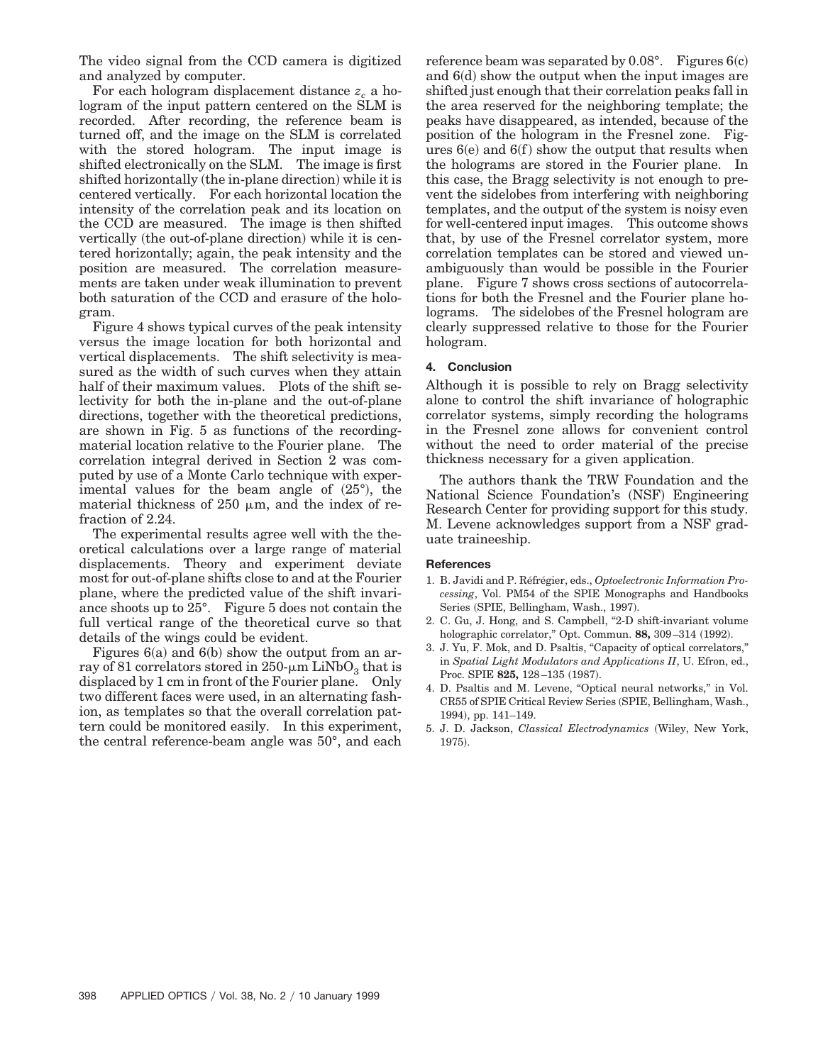The video signal from the CCD camera is digitized and analyzed by computer.

For each hologram displacement distance $z_c$ a hologram of the input pattern centered on the SLM is recorded. After recording, the reference beam is turned off, and the image on the SLM is correlated with the stored hologram. The input image is shifted electronically on the SLM. The image is first shifted horizontally (the in-plane direction) while it is centered vertically. For each horizontal location the intensity of the correlation peak and its location on the CCD are measured. The image is then shifted vertically (the out-of-plane direction) while it is centered horizontally; again, the peak intensity and the position are measured. The correlation measurements are taken under weak illumination to prevent both saturation of the CCD and erasure of the hologram.

Figure 4 shows typical curves of the peak intensity versus the image location for both horizontal and vertical displacements. The shift selectivity is measured as the width of such curves when they attain half of their maximum values. Plots of the shift selectivity for both the in-plane and the out-of-plane directions, together with the theoretical predictions, are shown in Fig. 5 as functions of the recording-material location relative to the Fourier plane. The correlation integral derived in Section 2 was computed by use of a Monte Carlo technique with experimental values for the beam angle of (25°), the material thickness of 250 μm, and the index of refraction of 2.24.

The experimental results agree well with the theoretical calculations over a large range of material displacements. Theory and experiment deviate most for out-of-plane shifts close to and at the Fourier plane, where the predicted value of the shift invariance shoots up to 25°. Figure 5 does not contain the full vertical range of the theoretical curve so that details of the wings could be evident.

Figures 6(a) and 6(b) show the output from an array of 81 correlators stored in 250-μm $LiNbO_3$ that is displaced by 1 cm in front of the Fourier plane. Only two different faces were used, in an alternating fashion, as templates so that the overall correlation pattern could be monitored easily. In this experiment, the central reference-beam angle was 50°, and each reference beam was separated by 0.08°. Figures 6(c) and 6(d) show the output when the input images are shifted just enough that their correlation peaks fall in the area reserved for the neighboring template; the peaks have disappeared, as intended, because of the position of the hologram in the Fresnel zone. Figures 6(e) and 6(f) show the output that results when the holograms are stored in the Fourier plane. In this case, the Bragg selectivity is not enough to prevent the sidelobes from interfering with neighboring templates, and the output of the system is noisy even for well-centered input images. This outcome shows that, by use of the Fresnel correlator system, more correlation templates can be stored and viewed unambiguously than would be possible in the Fourier plane. Figure 7 shows cross sections of autocorrelations for both the Fresnel and the Fourier plane holograms. The sidelobes of the Fresnel hologram are clearly suppressed relative to those for the Fourier hologram.

## 4. Conclusion

Although it is possible to rely on Bragg selectivity alone to control the shift invariance of holographic correlator systems, simply recording the holograms in the Fresnel zone allows for convenient control without the need to order material of the precise thickness necessary for a given application.

The authors thank the TRW Foundation and the National Science Foundation's (NSF) Engineering Research Center for providing support for this study. M. Levene acknowledges support from a NSF graduate traineeship.

### References

1. B. Javidi and P. Réfrégier, eds., *Optoelectronic Information Processing*, Vol. PM54 of the SPIE Monographs and Handbooks Series (SPIE, Bellingham, Wash., 1997).
2. C. Gu, J. Hong, and S. Campbell, "2-D shift-invariant volume holographic correlator," Opt. Commun. **88,** 309–314 (1992).
3. J. Yu, F. Mok, and D. Psaltis, "Capacity of optical correlators," in *Spatial Light Modulators and Applications II*, U. Efron, ed., Proc. SPIE **825,** 128–135 (1987).
4. D. Psaltis and M. Levene, "Optical neural networks," in Vol. CR55 of SPIE Critical Review Series (SPIE, Bellingham, Wash., 1994), pp. 141–149.
5. J. D. Jackson, *Classical Electrodynamics* (Wiley, New York, 1975).